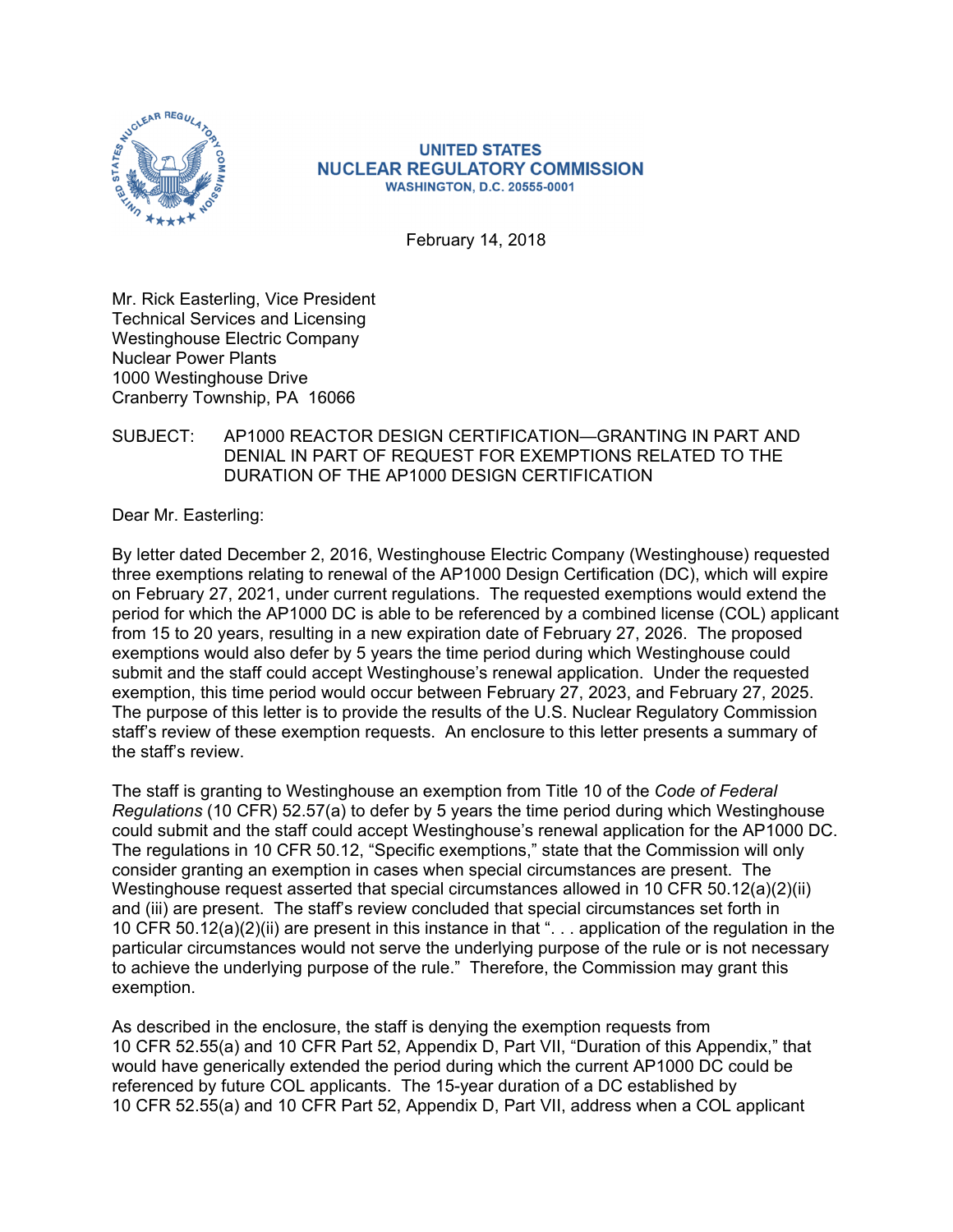**UNITED STATES**
**NUCLEAR REGULATORY COMMISSION**
**WASHINGTON, D.C. 20555-0001**

February 14, 2018

Mr. Rick Easterling, Vice President
Technical Services and Licensing
Westinghouse Electric Company
Nuclear Power Plants
1000 Westinghouse Drive
Cranberry Township, PA 16066

SUBJECT: AP1000 REACTOR DESIGN CERTIFICATION—GRANTING IN PART AND DENIAL IN PART OF REQUEST FOR EXEMPTIONS RELATED TO THE DURATION OF THE AP1000 DESIGN CERTIFICATION

Dear Mr. Easterling:

By letter dated December 2, 2016, Westinghouse Electric Company (Westinghouse) requested three exemptions relating to renewal of the AP1000 Design Certification (DC), which will expire on February 27, 2021, under current regulations. The requested exemptions would extend the period for which the AP1000 DC is able to be referenced by a combined license (COL) applicant from 15 to 20 years, resulting in a new expiration date of February 27, 2026. The proposed exemptions would also defer by 5 years the time period during which Westinghouse could submit and the staff could accept Westinghouse's renewal application. Under the requested exemption, this time period would occur between February 27, 2023, and February 27, 2025. The purpose of this letter is to provide the results of the U.S. Nuclear Regulatory Commission staff's review of these exemption requests. An enclosure to this letter presents a summary of the staff's review.

The staff is granting to Westinghouse an exemption from Title 10 of the *Code of Federal Regulations* (10 CFR) 52.57(a) to defer by 5 years the time period during which Westinghouse could submit and the staff could accept Westinghouse's renewal application for the AP1000 DC. The regulations in 10 CFR 50.12, "Specific exemptions," state that the Commission will only consider granting an exemption in cases when special circumstances are present. The Westinghouse request asserted that special circumstances allowed in 10 CFR 50.12(a)(2)(ii) and (iii) are present. The staff's review concluded that special circumstances set forth in 10 CFR 50.12(a)(2)(ii) are present in this instance in that ". . . application of the regulation in the particular circumstances would not serve the underlying purpose of the rule or is not necessary to achieve the underlying purpose of the rule." Therefore, the Commission may grant this exemption.

As described in the enclosure, the staff is denying the exemption requests from 10 CFR 52.55(a) and 10 CFR Part 52, Appendix D, Part VII, "Duration of this Appendix," that would have generically extended the period during which the current AP1000 DC could be referenced by future COL applicants. The 15-year duration of a DC established by 10 CFR 52.55(a) and 10 CFR Part 52, Appendix D, Part VII, address when a COL applicant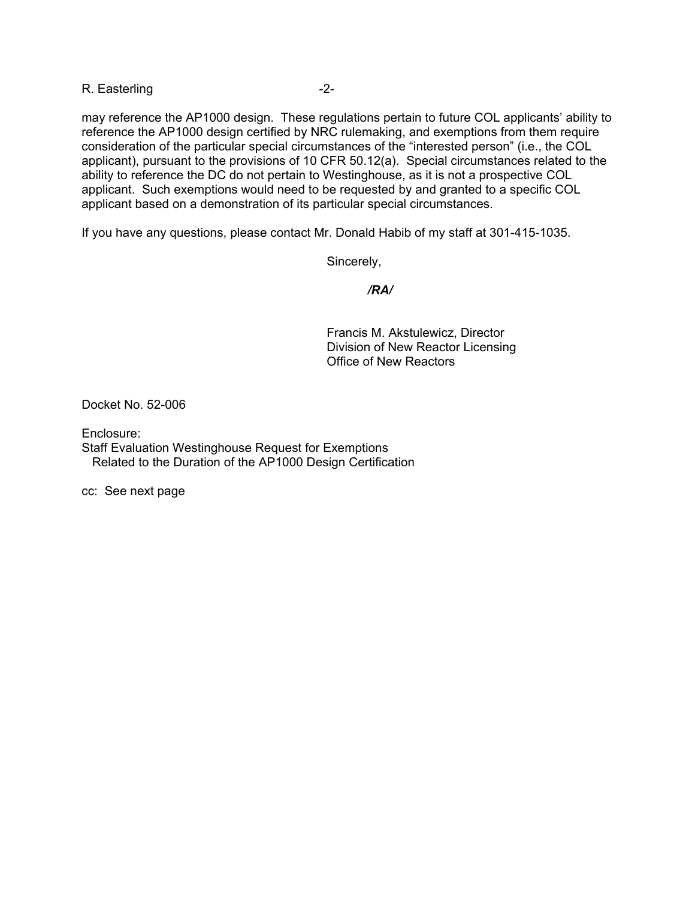may reference the AP1000 design. These regulations pertain to future COL applicants' ability to reference the AP1000 design certified by NRC rulemaking, and exemptions from them require consideration of the particular special circumstances of the "interested person" (i.e., the COL applicant), pursuant to the provisions of 10 CFR 50.12(a). Special circumstances related to the ability to reference the DC do not pertain to Westinghouse, as it is not a prospective COL applicant. Such exemptions would need to be requested by and granted to a specific COL applicant based on a demonstration of its particular special circumstances.

If you have any questions, please contact Mr. Donald Habib of my staff at 301-415-1035.

Sincerely,

***/RA/***

Francis M. Akstulewicz, Director
Division of New Reactor Licensing
Office of New Reactors

Docket No. 52-006

Enclosure:
Staff Evaluation Westinghouse Request for Exemptions
Related to the Duration of the AP1000 Design Certification

cc: See next page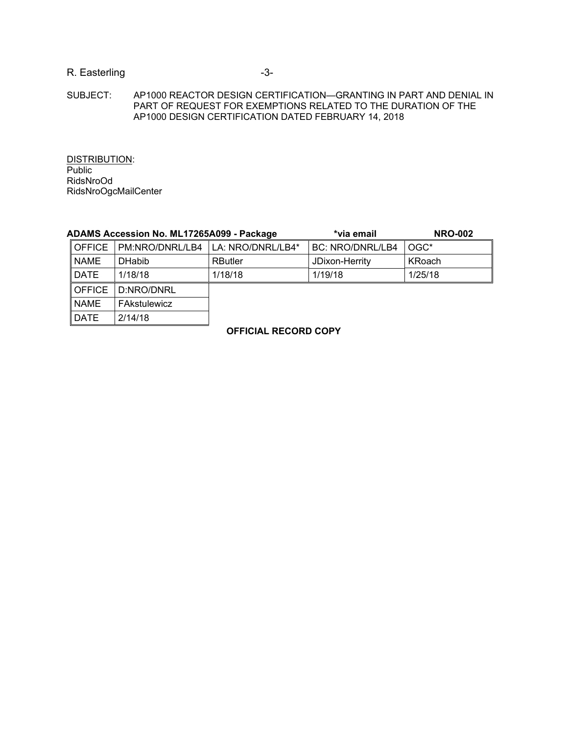SUBJECT: AP1000 REACTOR DESIGN CERTIFICATION—GRANTING IN PART AND DENIAL IN PART OF REQUEST FOR EXEMPTIONS RELATED TO THE DURATION OF THE AP1000 DESIGN CERTIFICATION DATED FEBRUARY 14, 2018

<u>DISTRIBUTION</u>:
Public
RidsNroOd
RidsNroOgcMailCenter

**ADAMS Accession No. ML17265A099 - Package** **\*via email** **NRO-002**

| OFFICE | PM:NRO/DNRL/LB4 | LA: NRO/DNRL/LB4* | BC: NRO/DNRL/LB4 | OGC* |
|---|---|---|---|---|
| NAME | DHabib | RButler | JDixon-Herrity | KRoach |
| DATE | 1/18/18 | 1/18/18 | 1/19/18 | 1/25/18 |
| OFFICE | D:NRO/DNRL | | | |
| NAME | FAkstulewicz | | | |
| DATE | 2/14/18 | | | |

**OFFICIAL RECORD COPY**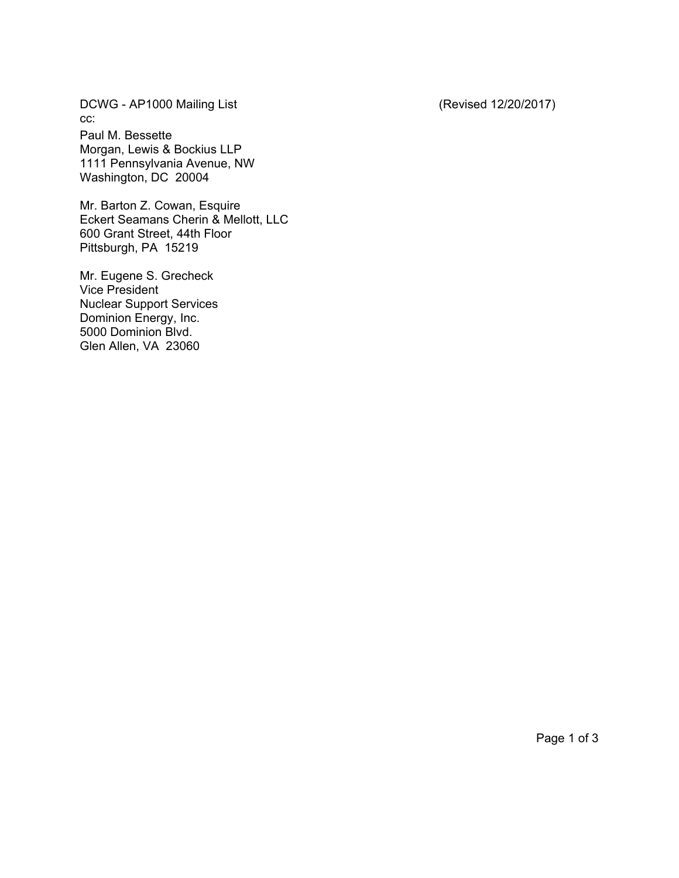DCWG - AP1000 Mailing List (Revised 12/20/2017)

cc:

Paul M. Bessette
Morgan, Lewis & Bockius LLP
1111 Pennsylvania Avenue, NW
Washington, DC 20004

Mr. Barton Z. Cowan, Esquire
Eckert Seamans Cherin & Mellott, LLC
600 Grant Street, 44th Floor
Pittsburgh, PA 15219

Mr. Eugene S. Grecheck
Vice President
Nuclear Support Services
Dominion Energy, Inc.
5000 Dominion Blvd.
Glen Allen, VA 23060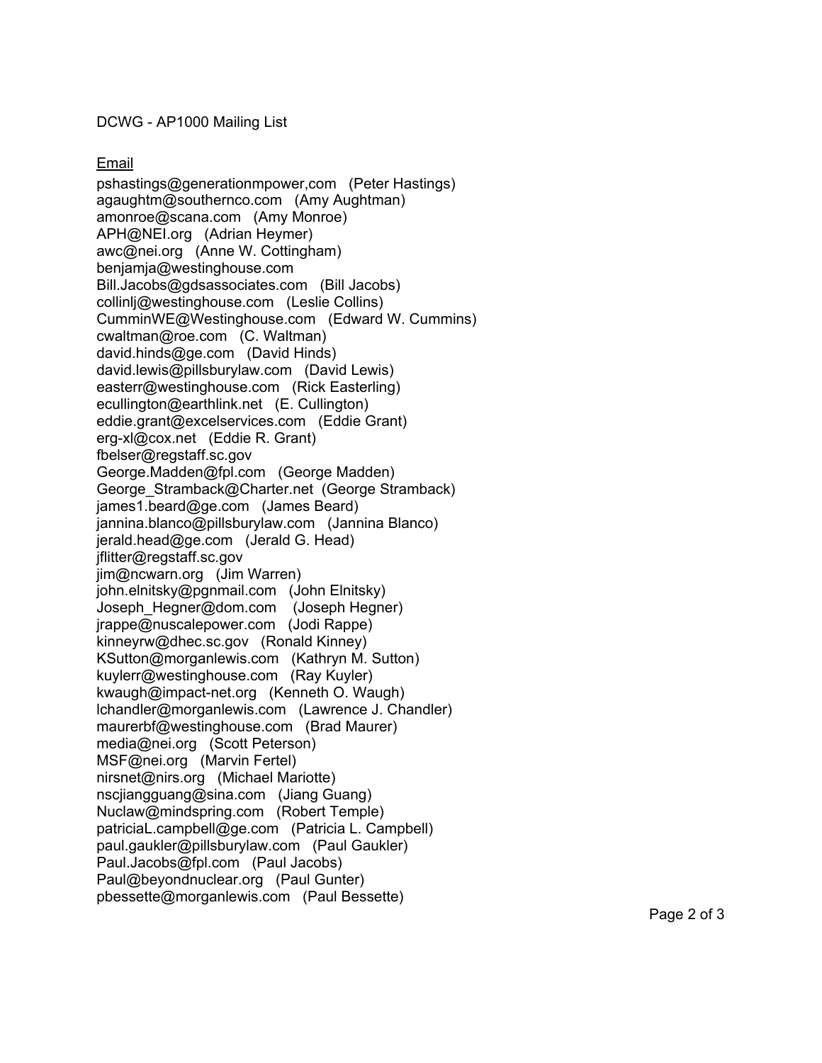DCWG - AP1000 Mailing List

Email

pshastings@generationmpower,com (Peter Hastings)
agaughtm@southernco.com (Amy Aughtman)
amonroe@scana.com (Amy Monroe)
APH@NEI.org (Adrian Heymer)
awc@nei.org (Anne W. Cottingham)
benjamja@westinghouse.com
Bill.Jacobs@gdsassociates.com (Bill Jacobs)
collinlj@westinghouse.com (Leslie Collins)
CumminWE@Westinghouse.com (Edward W. Cummins)
cwaltman@roe.com (C. Waltman)
david.hinds@ge.com (David Hinds)
david.lewis@pillsburylaw.com (David Lewis)
easterr@westinghouse.com (Rick Easterling)
ecullington@earthlink.net (E. Cullington)
eddie.grant@excelservices.com (Eddie Grant)
erg-xl@cox.net (Eddie R. Grant)
fbelser@regstaff.sc.gov
George.Madden@fpl.com (George Madden)
George_Stramback@Charter.net (George Stramback)
james1.beard@ge.com (James Beard)
jannina.blanco@pillsburylaw.com (Jannina Blanco)
jerald.head@ge.com (Jerald G. Head)
jflitter@regstaff.sc.gov
jim@ncwarn.org (Jim Warren)
john.elnitsky@pgnmail.com (John Elnitsky)
Joseph_Hegner@dom.com (Joseph Hegner)
jrappe@nuscalepower.com (Jodi Rappe)
kinneyrw@dhec.sc.gov (Ronald Kinney)
KSutton@morganlewis.com (Kathryn M. Sutton)
kuylerr@westinghouse.com (Ray Kuyler)
kwaugh@impact-net.org (Kenneth O. Waugh)
lchandler@morganlewis.com (Lawrence J. Chandler)
maurerbf@westinghouse.com (Brad Maurer)
media@nei.org (Scott Peterson)
MSF@nei.org (Marvin Fertel)
nirsnet@nirs.org (Michael Mariotte)
nscjiangguang@sina.com (Jiang Guang)
Nuclaw@mindspring.com (Robert Temple)
patriciaL.campbell@ge.com (Patricia L. Campbell)
paul.gaukler@pillsburylaw.com (Paul Gaukler)
Paul.Jacobs@fpl.com (Paul Jacobs)
Paul@beyondnuclear.org (Paul Gunter)
pbessette@morganlewis.com (Paul Bessette)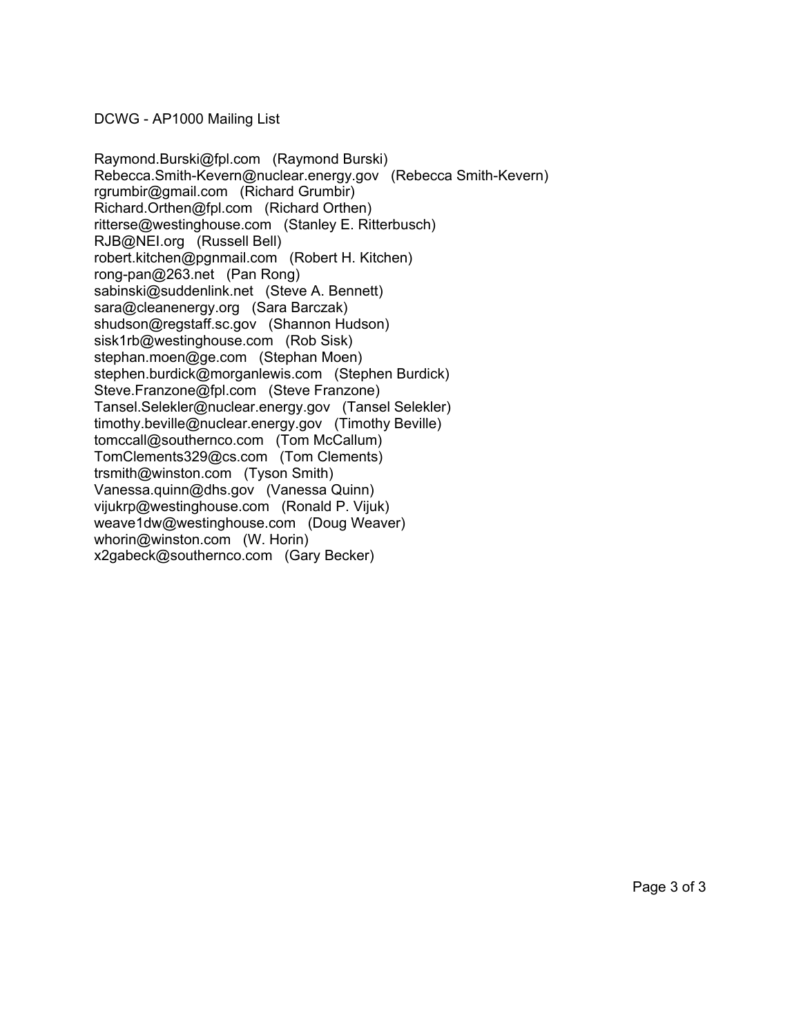DCWG - AP1000 Mailing List

Raymond.Burski@fpl.com (Raymond Burski)
Rebecca.Smith-Kevern@nuclear.energy.gov (Rebecca Smith-Kevern)
rgrumbir@gmail.com (Richard Grumbir)
Richard.Orthen@fpl.com (Richard Orthen)
ritterse@westinghouse.com (Stanley E. Ritterbusch)
RJB@NEI.org (Russell Bell)
robert.kitchen@pgnmail.com (Robert H. Kitchen)
rong-pan@263.net (Pan Rong)
sabinski@suddenlink.net (Steve A. Bennett)
sara@cleanenergy.org (Sara Barczak)
shudson@regstaff.sc.gov (Shannon Hudson)
sisk1rb@westinghouse.com (Rob Sisk)
stephan.moen@ge.com (Stephan Moen)
stephen.burdick@morganlewis.com (Stephen Burdick)
Steve.Franzone@fpl.com (Steve Franzone)
Tansel.Selekler@nuclear.energy.gov (Tansel Selekler)
timothy.beville@nuclear.energy.gov (Timothy Beville)
tomccall@southernco.com (Tom McCallum)
TomClements329@cs.com (Tom Clements)
trsmith@winston.com (Tyson Smith)
Vanessa.quinn@dhs.gov (Vanessa Quinn)
vijukrp@westinghouse.com (Ronald P. Vijuk)
weave1dw@westinghouse.com (Doug Weaver)
whorin@winston.com (W. Horin)
x2gabeck@southernco.com (Gary Becker)